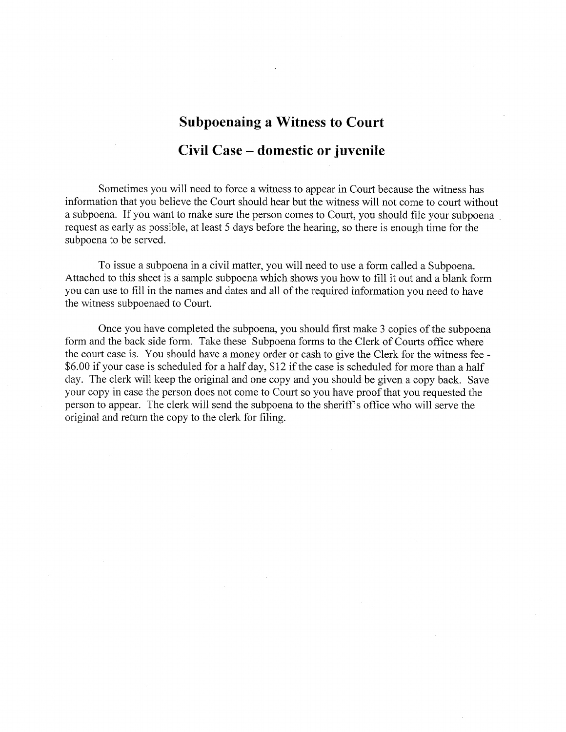# Subpoenaing a Witness to Court

## Civil Case – domestic or juvenile

Sometimes you will need to force a witness to appear in Court because the witness has information that you believe the Court should hear but the witness will not come to court without a subpoena. If you want to make sure the person comes to Court, you should file your subpoena request as early as possible, at least 5 days before the hearing, so there is enough time for the subpoena to be served.

To issue a subpoena in a civil matter, you will need to use a form called a Subpoena. Attached to this sheet is a sample subpoena which shows you how to fill it out and a blank form you can use to fill in the names and dates and all of the required information you need to have the witness subpoenaed to Court.

Once you have completed the subpoena, you should first make 3 copies of the subpoena form and the back side form. Take these Subpoena forms to the Clerk of Courts office where the court case is. You should have a money order or cash to give the Clerk for the witness fee - $6.00 if your case is scheduled for a half day, $12 if the case is scheduled for more than a half day. The clerk will keep the original and one copy and you should be given a copy back. Save your copy in case the person does not come to Court so you have proof that you requested the person to appear. The clerk will send the subpoena to the sheriff's office who will serve the original and return the copy to the clerk for filing.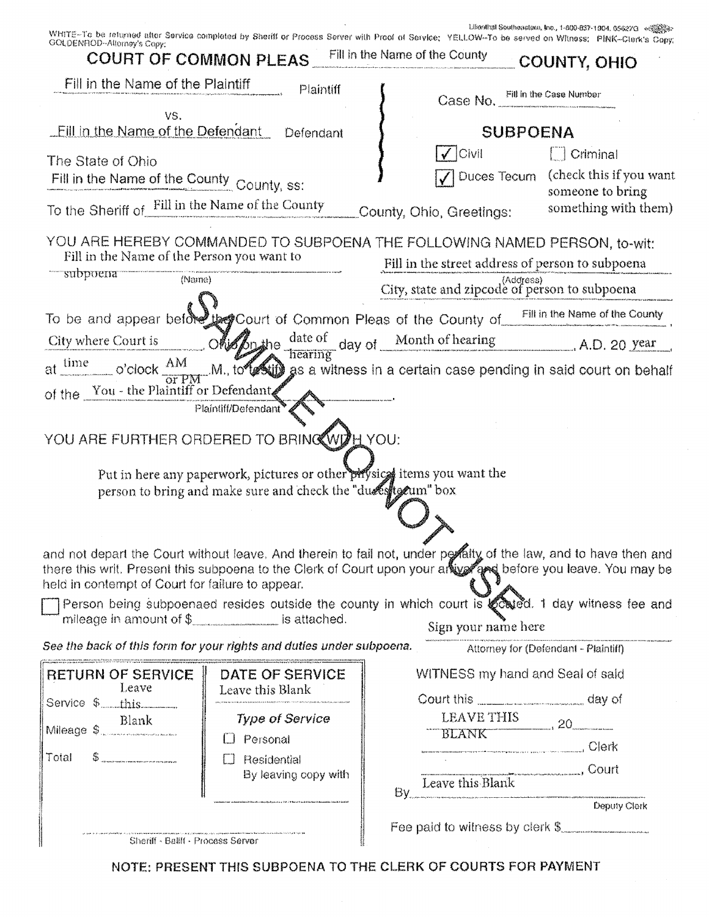WHITE--To be returned after Service completed by Sheriff or Process Server with Proof of Service; YELLOW--To be served on Witness; PINK--Clerk's Copy; GOLDENROD--Attorney's Copy:

Lilienthal Southeastern, Inc., 1-800-837-1004, 05627G

# COURT OF COMMON PLEAS Fill in the Name of the County COUNTY, OHIO

Fill in the Name of the Plaintiff Plaintiff

vs.

Fill in the Name of the Defendant Defendant

Case No. Fill in the Case Number

## SUBPOENA

☑ Civil ☐ Criminal

☑ Duces Tecum (check this if you want someone to bring something with them)

The State of Ohio
Fill in the Name of the County County, ss:

To the Sheriff of Fill in the Name of the County County, Ohio, Greetings:

YOU ARE HEREBY COMMANDED TO SUBPOENA THE FOLLOWING NAMED PERSON, to-wit:

Fill in the Name of the Person you want to subpoena (Name)

Fill in the street address of person to subpoena
City, state and zipcode of person to subpoena (Address)

To be and appear before the Court of Common Pleas of the County of Fill in the Name of the County, City where Court is, Ohio, on the date of hearing day of Month of hearing, A.D. 20 year, at time o'clock AM or PM .M., to testify as a witness in a certain case pending in said court on behalf of the You - the Plaintiff or Defendant (Plaintiff/Defendant).

YOU ARE FURTHER ORDERED TO BRING WITH YOU:

Put in here any paperwork, pictures or other physical items you want the person to bring and make sure and check the "duces tecum" box

and not depart the Court without leave. And therein to fail not, under penalty of the law, and to have then and there this writ. Present this subpoena to the Clerk of Court upon your arrival and before you leave. You may be held in contempt of Court for failure to appear.

☐ Person being subpoenaed resides outside the county in which court is located. 1 day witness fee and mileage in amount of $\_\_\_\_\_\_\_\_ is attached.

Sign your name here
Attorney for (Defendant - Plaintiff)

*See the back of this form for your rights and duties under subpoena.*

SAMPLE DO NOT USE

**RETURN OF SERVICE**

Service $ Leave this Blank

Mileage $

Total $

\_\_\_\_\_\_\_\_\_\_\_\_\_\_\_\_
Sheriff - Bailiff - Process Server

**DATE OF SERVICE**

Leave this Blank

*Type of Service*

☐ Personal

☐ Residential
By leaving copy with

WITNESS my hand and Seal of said Court this \_\_\_\_\_\_\_\_ day of LEAVE THIS BLANK, 20\_\_\_\_

\_\_\_\_\_\_\_\_\_\_\_\_\_\_\_\_, Clerk

\_\_\_\_\_\_\_\_\_\_\_\_\_\_\_\_, Court

By Leave this Blank
Deputy Clerk

Fee paid to witness by clerk $\_\_\_\_\_\_\_\_

**NOTE: PRESENT THIS SUBPOENA TO THE CLERK OF COURTS FOR PAYMENT**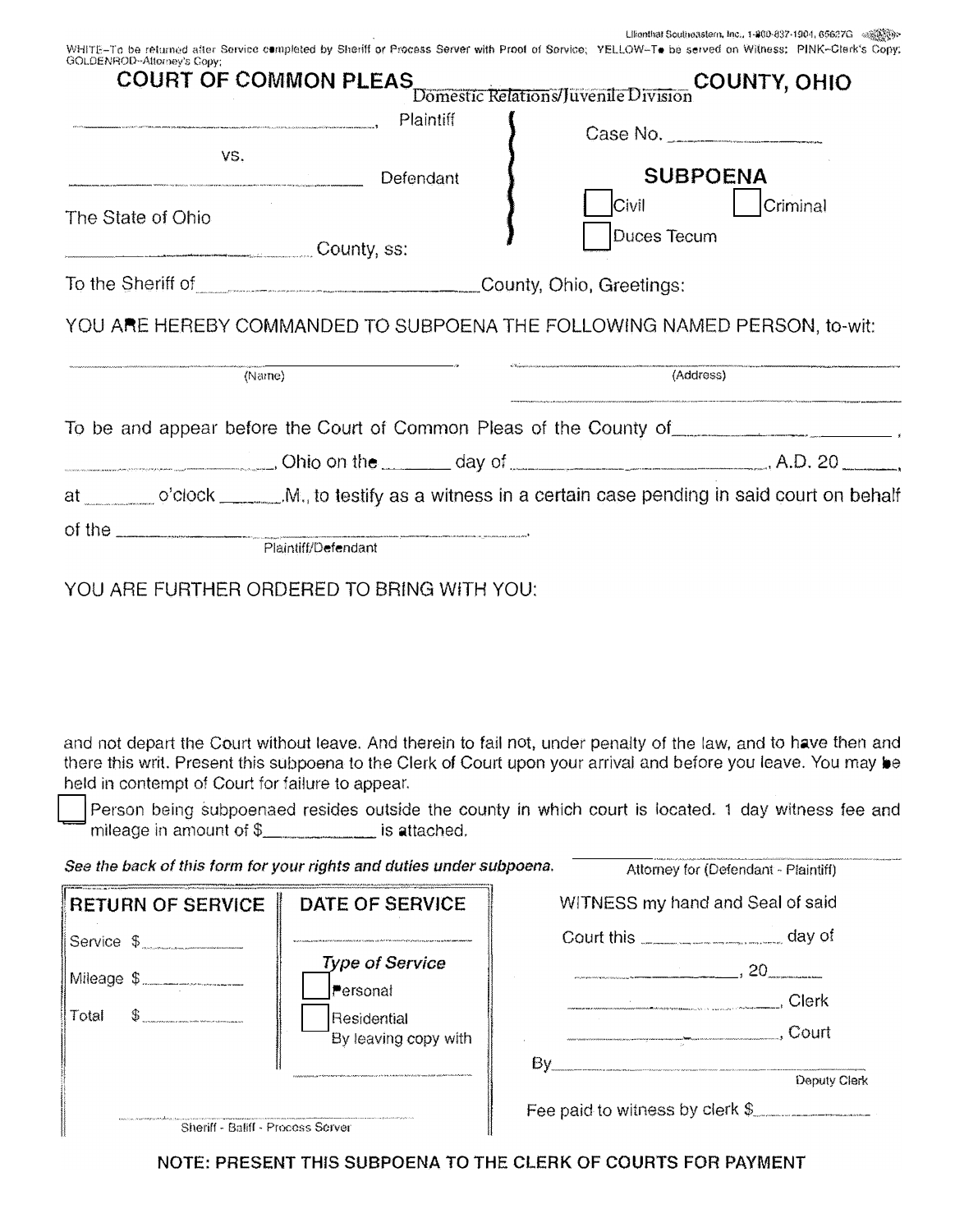Lilienthal Southeastern, Inc., 1-800-837-1904, 65627G

WHITE–To be returned after Service completed by Sheriff or Process Server with Proof of Service; YELLOW–To be served on Witness; PINK–Clerk's Copy; GOLDENROD–Attorney's Copy;

# COURT OF COMMON PLEAS \_\_\_\_\_\_\_\_\_\_ COUNTY, OHIO

Domestic Relations/Juvenile Division

\_\_\_\_\_\_\_\_\_\_\_\_\_\_\_\_\_\_\_\_, Plaintiff

vs.

\_\_\_\_\_\_\_\_\_\_\_\_\_\_\_\_\_\_\_\_ Defendant

The State of Ohio

\_\_\_\_\_\_\_\_\_\_\_\_\_\_\_\_ County, ss:

Case No. \_\_\_\_\_\_\_\_\_\_

## SUBPOENA

☐ Civil ☐ Criminal

☐ Duces Tecum

To the Sheriff of \_\_\_\_\_\_\_\_\_\_\_\_\_\_\_\_\_\_\_\_ County, Ohio, Greetings:

YOU ARE HEREBY COMMANDED TO SUBPOENA THE FOLLOWING NAMED PERSON, to-wit:

\_\_\_\_\_\_\_\_\_\_\_\_\_\_\_\_\_\_\_\_ (Name) \_\_\_\_\_\_\_\_\_\_\_\_\_\_\_\_\_\_\_\_ (Address)

\_\_\_\_\_\_\_\_\_\_\_\_\_\_\_\_\_\_\_\_

To be and appear before the Court of Common Pleas of the County of \_\_\_\_\_\_\_\_\_\_\_\_\_\_\_\_,

\_\_\_\_\_\_\_\_\_\_\_\_, Ohio on the \_\_\_\_\_ day of \_\_\_\_\_\_\_\_\_\_\_\_\_\_\_\_, A.D. 20 \_\_\_\_,

at \_\_\_\_\_ o'clock \_\_\_\_\_.M., to testify as a witness in a certain case pending in said court on behalf of the \_\_\_\_\_\_\_\_\_\_\_\_\_\_\_\_\_\_\_\_.
(Plaintiff/Defendant)

YOU ARE FURTHER ORDERED TO BRING WITH YOU:

and not depart the Court without leave. And therein to fail not, under penalty of the law, and to have then and there this writ. Present this subpoena to the Clerk of Court upon your arrival and before you leave. You may be held in contempt of Court for failure to appear.

☐ Person being subpoenaed resides outside the county in which court is located. 1 day witness fee and mileage in amount of $\_\_\_\_\_\_\_\_ is attached.

*See the back of this form for your rights and duties under subpoena.*

\_\_\_\_\_\_\_\_\_\_\_\_\_\_\_\_\_\_\_\_
Attorney for (Defendant - Plaintiff)

| RETURN OF SERVICE | DATE OF SERVICE |
|---|---|
| Service $\_\_\_\_\_\_ | \_\_\_\_\_\_\_\_\_\_ |
| Mileage $\_\_\_\_\_\_ | *Type of Service* |
| Total $\_\_\_\_\_\_ | ☐ Personal<br>☐ Residential<br>By leaving copy with<br>\_\_\_\_\_\_\_\_\_\_ |

\_\_\_\_\_\_\_\_\_\_\_\_\_\_\_\_\_\_\_\_
Sheriff - Bailiff - Process Server

WITNESS my hand and Seal of said Court this \_\_\_\_\_\_\_\_ day of

\_\_\_\_\_\_\_\_\_\_\_\_, 20\_\_\_\_

\_\_\_\_\_\_\_\_\_\_\_\_, Clerk

\_\_\_\_\_\_\_\_\_\_\_\_, Court

By \_\_\_\_\_\_\_\_\_\_\_\_\_\_\_\_\_\_\_\_
Deputy Clerk

Fee paid to witness by clerk $\_\_\_\_\_\_\_\_

**NOTE: PRESENT THIS SUBPOENA TO THE CLERK OF COURTS FOR PAYMENT**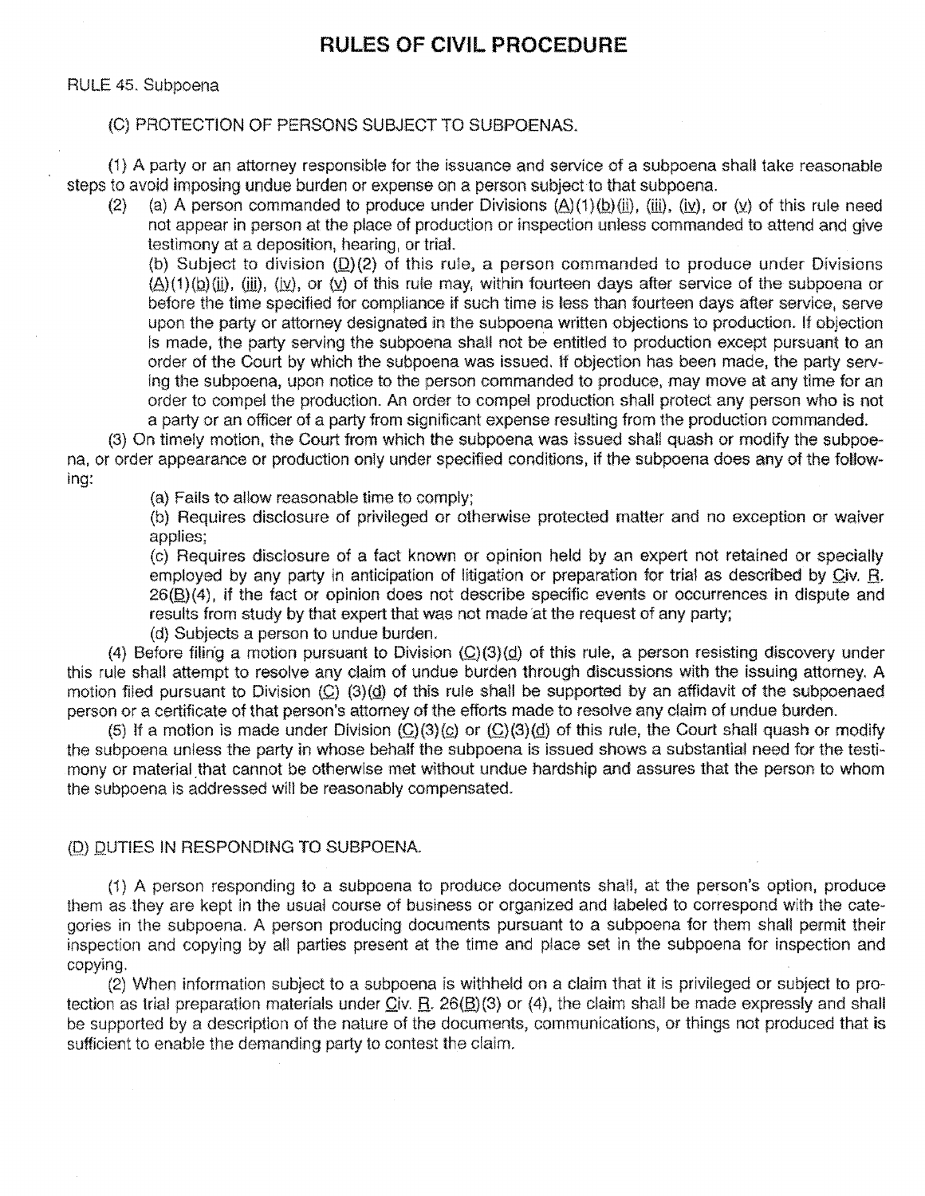# RULES OF CIVIL PROCEDURE

RULE 45. Subpoena

(C) PROTECTION OF PERSONS SUBJECT TO SUBPOENAS.

(1) A party or an attorney responsible for the issuance and service of a subpoena shall take reasonable steps to avoid imposing undue burden or expense on a person subject to that subpoena.

(2) (a) A person commanded to produce under Divisions (A)(1)(b)(ii), (iii), (iv), or (v) of this rule need not appear in person at the place of production or inspection unless commanded to attend and give testimony at a deposition, hearing, or trial.

(b) Subject to division (D)(2) of this rule, a person commanded to produce under Divisions (A)(1)(b)(ii), (iii), (iv), or (v) of this rule may, within fourteen days after service of the subpoena or before the time specified for compliance if such time is less than fourteen days after service, serve upon the party or attorney designated in the subpoena written objections to production. If objection is made, the party serving the subpoena shall not be entitled to production except pursuant to an order of the Court by which the subpoena was issued. If objection has been made, the party serving the subpoena, upon notice to the person commanded to produce, may move at any time for an order to compel the production. An order to compel production shall protect any person who is not a party or an officer of a party from significant expense resulting from the production commanded.

(3) On timely motion, the Court from which the subpoena was issued shall quash or modify the subpoena, or order appearance or production only under specified conditions, if the subpoena does any of the following:

(a) Fails to allow reasonable time to comply;

(b) Requires disclosure of privileged or otherwise protected matter and no exception or waiver applies;

(c) Requires disclosure of a fact known or opinion held by an expert not retained or specially employed by any party in anticipation of litigation or preparation for trial as described by Civ. R. 26(B)(4), if the fact or opinion does not describe specific events or occurrences in dispute and results from study by that expert that was not made at the request of any party;

(d) Subjects a person to undue burden.

(4) Before filing a motion pursuant to Division (C)(3)(d) of this rule, a person resisting discovery under this rule shall attempt to resolve any claim of undue burden through discussions with the issuing attorney. A motion filed pursuant to Division (C) (3)(d) of this rule shall be supported by an affidavit of the subpoenaed person or a certificate of that person's attorney of the efforts made to resolve any claim of undue burden.

(5) If a motion is made under Division (C)(3)(c) or (C)(3)(d) of this rule, the Court shall quash or modify the subpoena unless the party in whose behalf the subpoena is issued shows a substantial need for the testimony or material that cannot be otherwise met without undue hardship and assures that the person to whom the subpoena is addressed will be reasonably compensated.

(D) DUTIES IN RESPONDING TO SUBPOENA.

(1) A person responding to a subpoena to produce documents shall, at the person's option, produce them as they are kept in the usual course of business or organized and labeled to correspond with the categories in the subpoena. A person producing documents pursuant to a subpoena for them shall permit their inspection and copying by all parties present at the time and place set in the subpoena for inspection and copying.

(2) When information subject to a subpoena is withheld on a claim that it is privileged or subject to protection as trial preparation materials under Civ. R. 26(B)(3) or (4), the claim shall be made expressly and shall be supported by a description of the nature of the documents, communications, or things not produced that is sufficient to enable the demanding party to contest the claim.